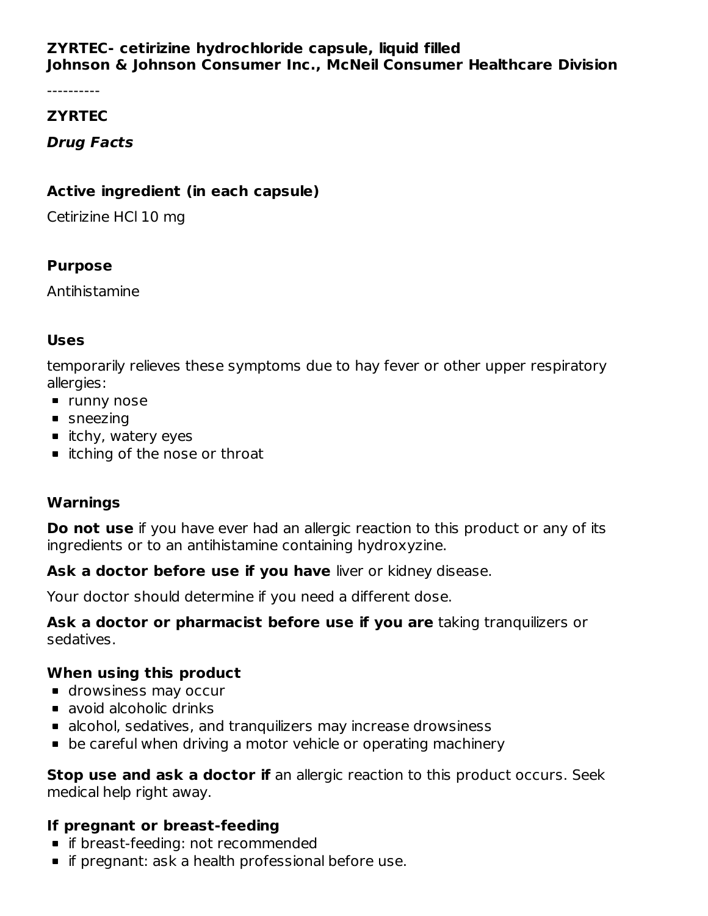**ZYRTEC- cetirizine hydrochloride capsule, liquid filled**
**Johnson & Johnson Consumer Inc., McNeil Consumer Healthcare Division**

----------

## ZYRTEC

### ***Drug Facts***

### Active ingredient (in each capsule)

Cetirizine HCl 10 mg

### Purpose

Antihistamine

### Uses

temporarily relieves these symptoms due to hay fever or other upper respiratory allergies:

- runny nose
- sneezing
- itchy, watery eyes
- itching of the nose or throat

### Warnings

**Do not use** if you have ever had an allergic reaction to this product or any of its ingredients or to an antihistamine containing hydroxyzine.

**Ask a doctor before use if you have** liver or kidney disease.

Your doctor should determine if you need a different dose.

**Ask a doctor or pharmacist before use if you are** taking tranquilizers or sedatives.

**When using this product**

- drowsiness may occur
- avoid alcoholic drinks
- alcohol, sedatives, and tranquilizers may increase drowsiness
- be careful when driving a motor vehicle or operating machinery

**Stop use and ask a doctor if** an allergic reaction to this product occurs. Seek medical help right away.

**If pregnant or breast-feeding**

- if breast-feeding: not recommended
- if pregnant: ask a health professional before use.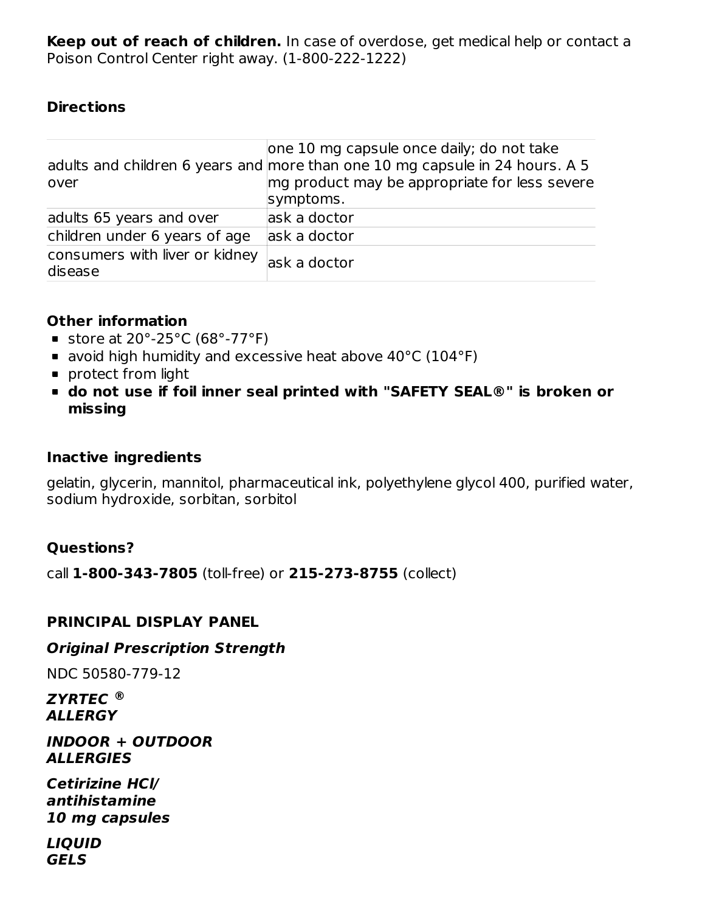**Keep out of reach of children.** In case of overdose, get medical help or contact a Poison Control Center right away. (1-800-222-1222)

### Directions

| | |
|---|---|
| adults and children 6 years and over | one 10 mg capsule once daily; do not take more than one 10 mg capsule in 24 hours. A 5 mg product may be appropriate for less severe symptoms. |
| adults 65 years and over | ask a doctor |
| children under 6 years of age | ask a doctor |
| consumers with liver or kidney disease | ask a doctor |

### Other information

- store at 20°-25°C (68°-77°F)
- avoid high humidity and excessive heat above 40°C (104°F)
- protect from light
- **do not use if foil inner seal printed with "SAFETY SEAL®" is broken or missing**

### Inactive ingredients

gelatin, glycerin, mannitol, pharmaceutical ink, polyethylene glycol 400, purified water, sodium hydroxide, sorbitan, sorbitol

### Questions?

call **1-800-343-7805** (toll-free) or **215-273-8755** (collect)

### PRINCIPAL DISPLAY PANEL

***Original Prescription Strength***

NDC 50580-779-12

***ZYRTEC ®***
***ALLERGY***

***INDOOR + OUTDOOR***
***ALLERGIES***

***Cetirizine HCl/***
***antihistamine***
***10 mg capsules***

***LIQUID***
***GELS***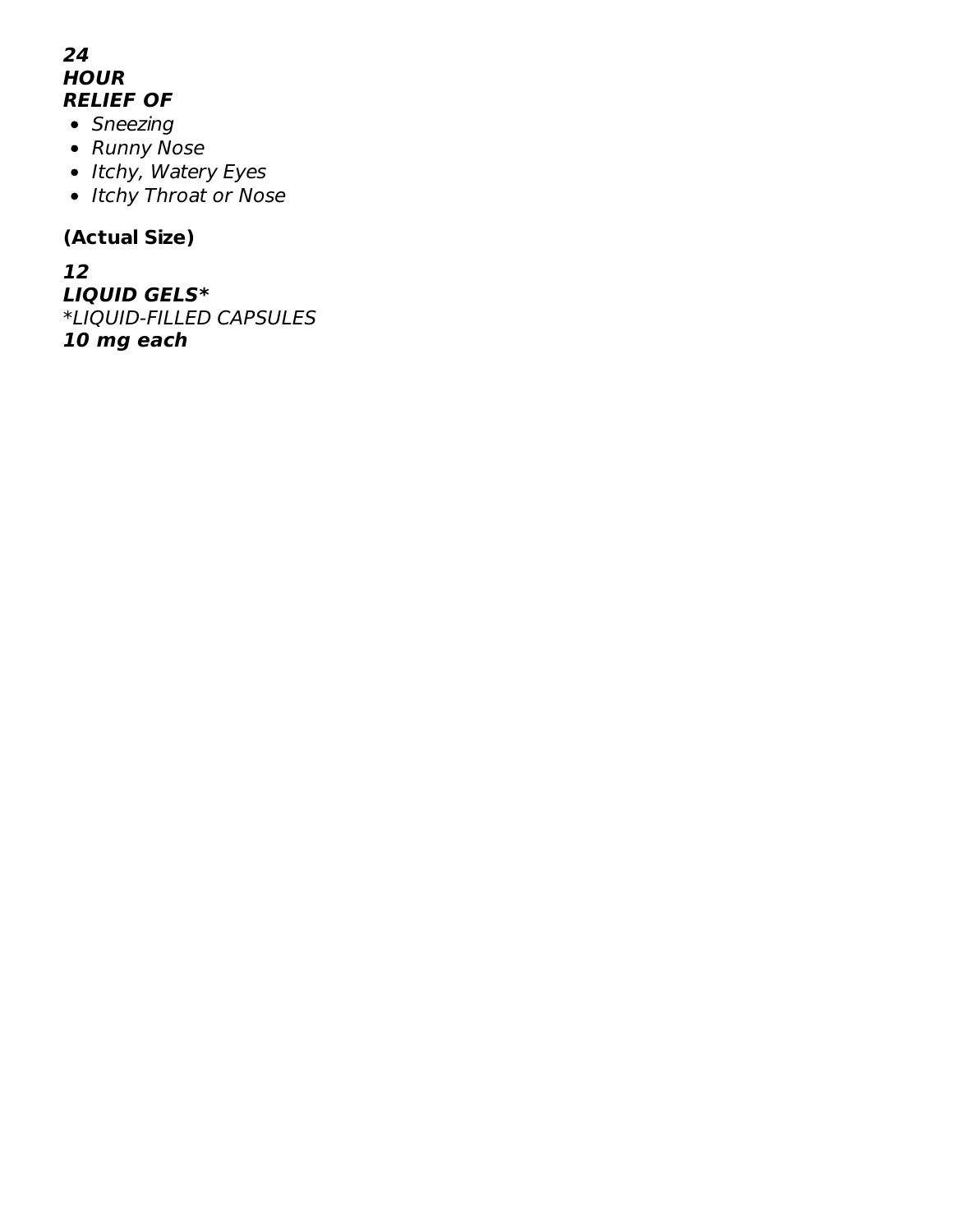***24***
***HOUR***
***RELIEF OF***

- *Sneezing*
- *Runny Nose*
- *Itchy, Watery Eyes*
- *Itchy Throat or Nose*

**(Actual Size)**

***12***
***LIQUID GELS****
*\*LIQUID-FILLED CAPSULES*
***10 mg each***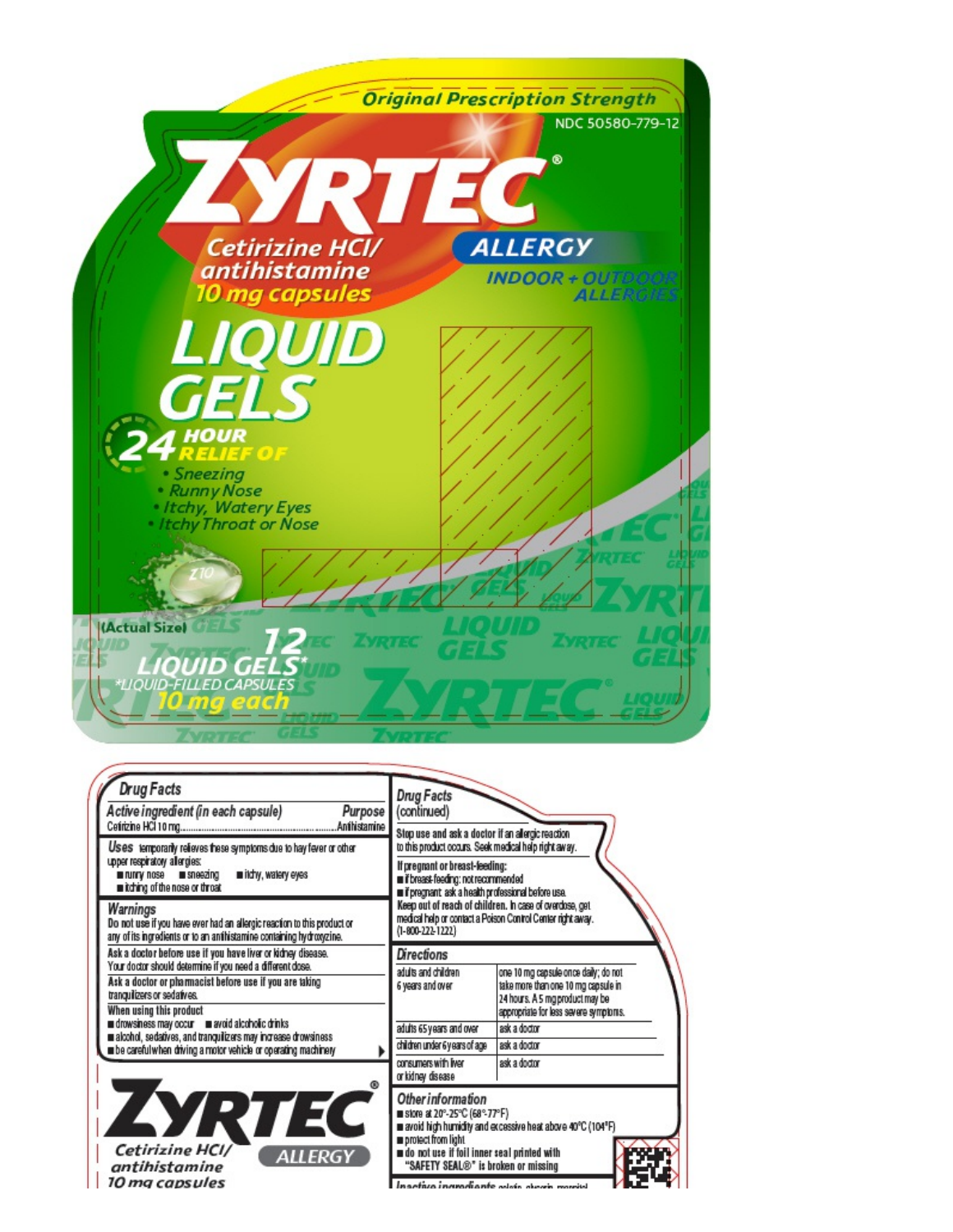Original Prescription Strength

NDC 50580-779-12

# ZYRTEC®

Cetirizine HCl/ antihistamine 10 mg capsules

ALLERGY

INDOOR + OUTDOOR ALLERGIES

## LIQUID GELS

24 HOUR RELIEF OF

- Sneezing
- Runny Nose
- Itchy, Watery Eyes
- Itchy Throat or Nose

Z10

(Actual Size)

12 LIQUID GELS*

*LIQUID-FILLED CAPSULES

10 mg each

## Drug Facts

| Active ingredient (in each capsule) | Purpose |
|---|---|
| Cetirizine HCl 10 mg | Antihistamine |

**Uses** temporarily relieves these symptoms due to hay fever or other upper respiratory allergies:
- runny nose
- sneezing
- itchy, watery eyes
- itching of the nose or throat

**Warnings**

**Do not use** if you have ever had an allergic reaction to this product or any of its ingredients or to an antihistamine containing hydroxyzine.

**Ask a doctor before use if you have** liver or kidney disease. Your doctor should determine if you need a different dose.

**Ask a doctor or pharmacist before use if you are** taking tranquilizers or sedatives.

**When using this product**
- drowsiness may occur
- avoid alcoholic drinks
- alcohol, sedatives, and tranquilizers may increase drowsiness
- be careful when driving a motor vehicle or operating machinery

## Drug Facts (continued)

**Stop use and ask a doctor if** an allergic reaction to this product occurs. Seek medical help right away.

**If pregnant or breast-feeding:**
- if breast-feeding: not recommended
- if pregnant: ask a health professional before use.

**Keep out of reach of children.** In case of overdose, get medical help or contact a Poison Control Center right away. (1-800-222-1222)

**Directions**

| | |
|---|---|
| adults and children 6 years and over | one 10 mg capsule once daily; do not take more than one 10 mg capsule in 24 hours. A 5 mg product may be appropriate for less severe symptoms. |
| adults 65 years and over | ask a doctor |
| children under 6 years of age | ask a doctor |
| consumers with liver or kidney disease | ask a doctor |

**Other information**
- store at 20°-25°C (68°-77°F)
- avoid high humidity and excessive heat above 40°C (104°F)
- protect from light
- **do not use if foil inner seal printed with "SAFETY SEAL®" is broken or missing**

**Inactive ingredients** gelatin, glycerin, mannitol

# ZYRTEC®

Cetirizine HCl/ antihistamine 10 mg capsules

ALLERGY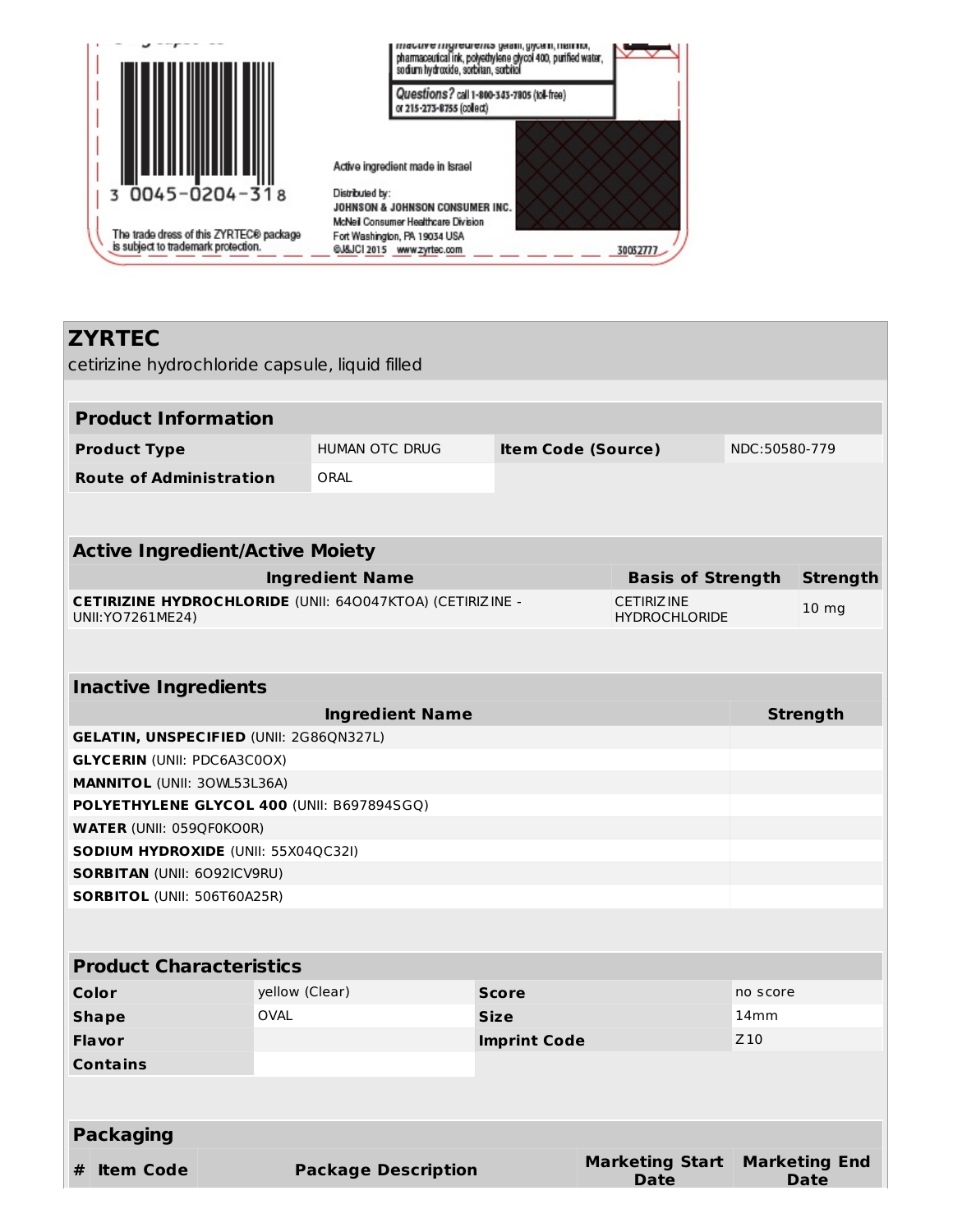Inactive ingredients gelatin, glycerin, mannitol, pharmaceutical ink, polyethylene glycol 400, purified water, sodium hydroxide, sorbitan, sorbitol

*Questions?* call 1-800-343-7805 (toll-free) or 215-273-8755 (collect)

3 0045-0204-31 8

The trade dress of this ZYRTEC® package is subject to trademark protection.

Active ingredient made in Israel

Distributed by:
JOHNSON & JOHNSON CONSUMER INC.
McNeil Consumer Healthcare Division
Fort Washington, PA 19034 USA
©J&JCI 2015 www.zyrtec.com

30032777

# ZYRTEC

cetirizine hydrochloride capsule, liquid filled

| Product Information | | | |
|---|---|---|---|
| **Product Type** | HUMAN OTC DRUG | **Item Code (Source)** | NDC:50580-779 |
| **Route of Administration** | ORAL | | |

| Active Ingredient/Active Moiety | | |
|---|---|---|
| **Ingredient Name** | **Basis of Strength** | **Strength** |
| **CETIRIZINE HYDROCHLORIDE** (UNII: 64O047KTOA) (CETIRIZINE - UNII:YO7261ME24) | CETIRIZINE HYDROCHLORIDE | 10 mg |

| Inactive Ingredients | |
|---|---|
| **Ingredient Name** | **Strength** |
| **GELATIN, UNSPECIFIED** (UNII: 2G86QN327L) | |
| **GLYCERIN** (UNII: PDC6A3C0OX) | |
| **MANNITOL** (UNII: 3OWL53L36A) | |
| **POLYETHYLENE GLYCOL 400** (UNII: B697894SGQ) | |
| **WATER** (UNII: 059QF0KO0R) | |
| **SODIUM HYDROXIDE** (UNII: 55X04QC32I) | |
| **SORBITAN** (UNII: 6O92ICV9RU) | |
| **SORBITOL** (UNII: 506T60A25R) | |

| Product Characteristics | | | |
|---|---|---|---|
| **Color** | yellow (Clear) | **Score** | no score |
| **Shape** | OVAL | **Size** | 14mm |
| **Flavor** | | **Imprint Code** | Z10 |
| **Contains** | | | |

| Packaging | | | | |
|---|---|---|---|---|
| **#** | **Item Code** | **Package Description** | **Marketing Start Date** | **Marketing End Date** |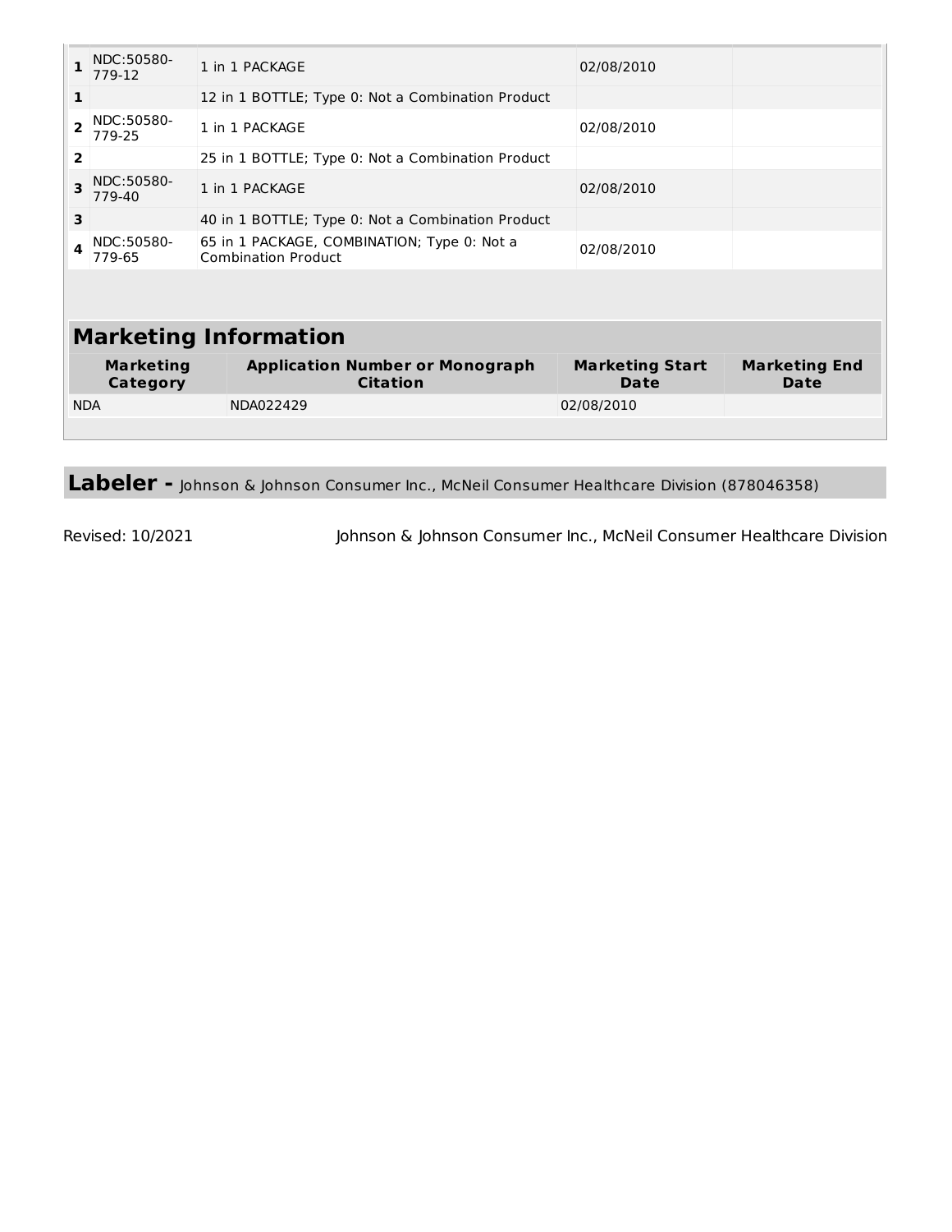| | | | | |
|---|---|---|---|---|
| 1 | NDC:50580-779-12 | 1 in 1 PACKAGE | 02/08/2010 | |
| 1 | | 12 in 1 BOTTLE; Type 0: Not a Combination Product | | |
| 2 | NDC:50580-779-25 | 1 in 1 PACKAGE | 02/08/2010 | |
| 2 | | 25 in 1 BOTTLE; Type 0: Not a Combination Product | | |
| 3 | NDC:50580-779-40 | 1 in 1 PACKAGE | 02/08/2010 | |
| 3 | | 40 in 1 BOTTLE; Type 0: Not a Combination Product | | |
| 4 | NDC:50580-779-65 | 65 in 1 PACKAGE, COMBINATION; Type 0: Not a Combination Product | 02/08/2010 | |

## Marketing Information

| Marketing Category | Application Number or Monograph Citation | Marketing Start Date | Marketing End Date |
|---|---|---|---|
| NDA | NDA022429 | 02/08/2010 | |

**Labeler -** Johnson & Johnson Consumer Inc., McNeil Consumer Healthcare Division (878046358)

Revised: 10/2021 Johnson & Johnson Consumer Inc., McNeil Consumer Healthcare Division